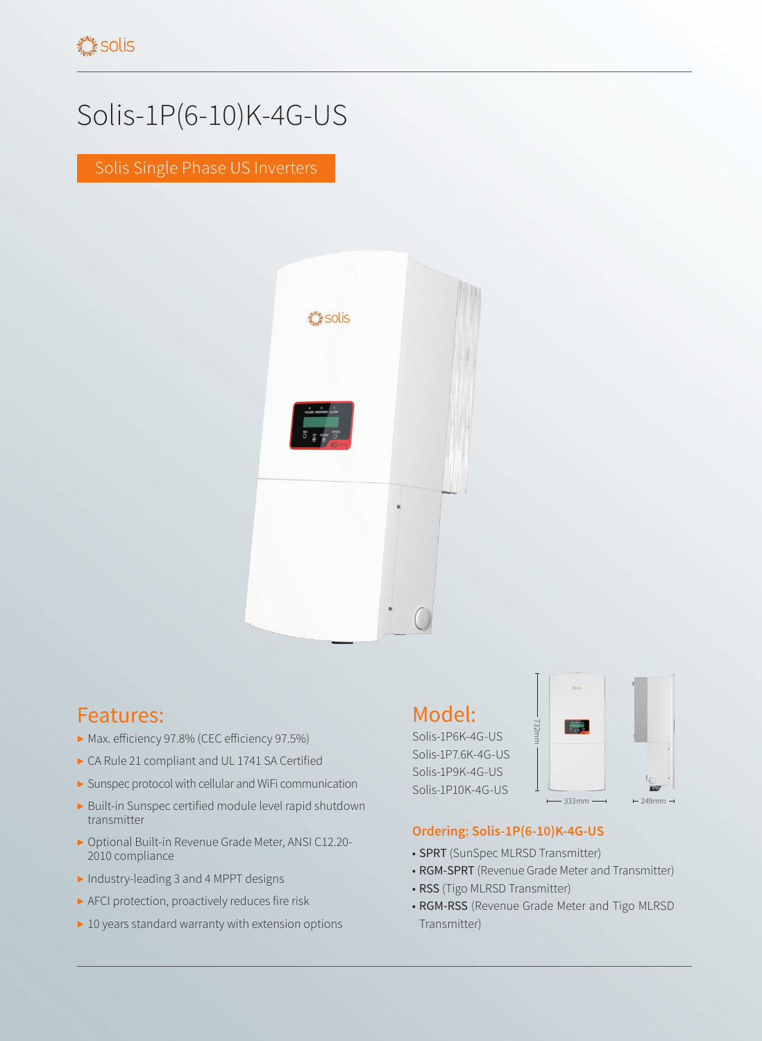# Solis-1P(6-10)K-4G-US

Solis Single Phase US Inverters

## Features:

- Max. efficiency 97.8% (CEC efficiency 97.5%)
- CA Rule 21 compliant and UL 1741 SA Certified
- Sunspec protocol with cellular and WiFi communication
- Built-in Sunspec certified module level rapid shutdown transmitter
- Optional Built-in Revenue Grade Meter, ANSI C12.20-2010 compliance
- Industry-leading 3 and 4 MPPT designs
- AFCI protection, proactively reduces fire risk
- 10 years standard warranty with extension options

## Model:

Solis-1P6K-4G-US
Solis-1P7.6K-4G-US
Solis-1P9K-4G-US
Solis-1P10K-4G-US

732mm
333mm
249mm

### Ordering: Solis-1P(6-10)K-4G-US

- **SPRT** (SunSpec MLRSD Transmitter)
- **RGM-SPRT** (Revenue Grade Meter and Transmitter)
- **RSS** (Tigo MLRSD Transmitter)
- **RGM-RSS** (Revenue Grade Meter and Tigo MLRSD Transmitter)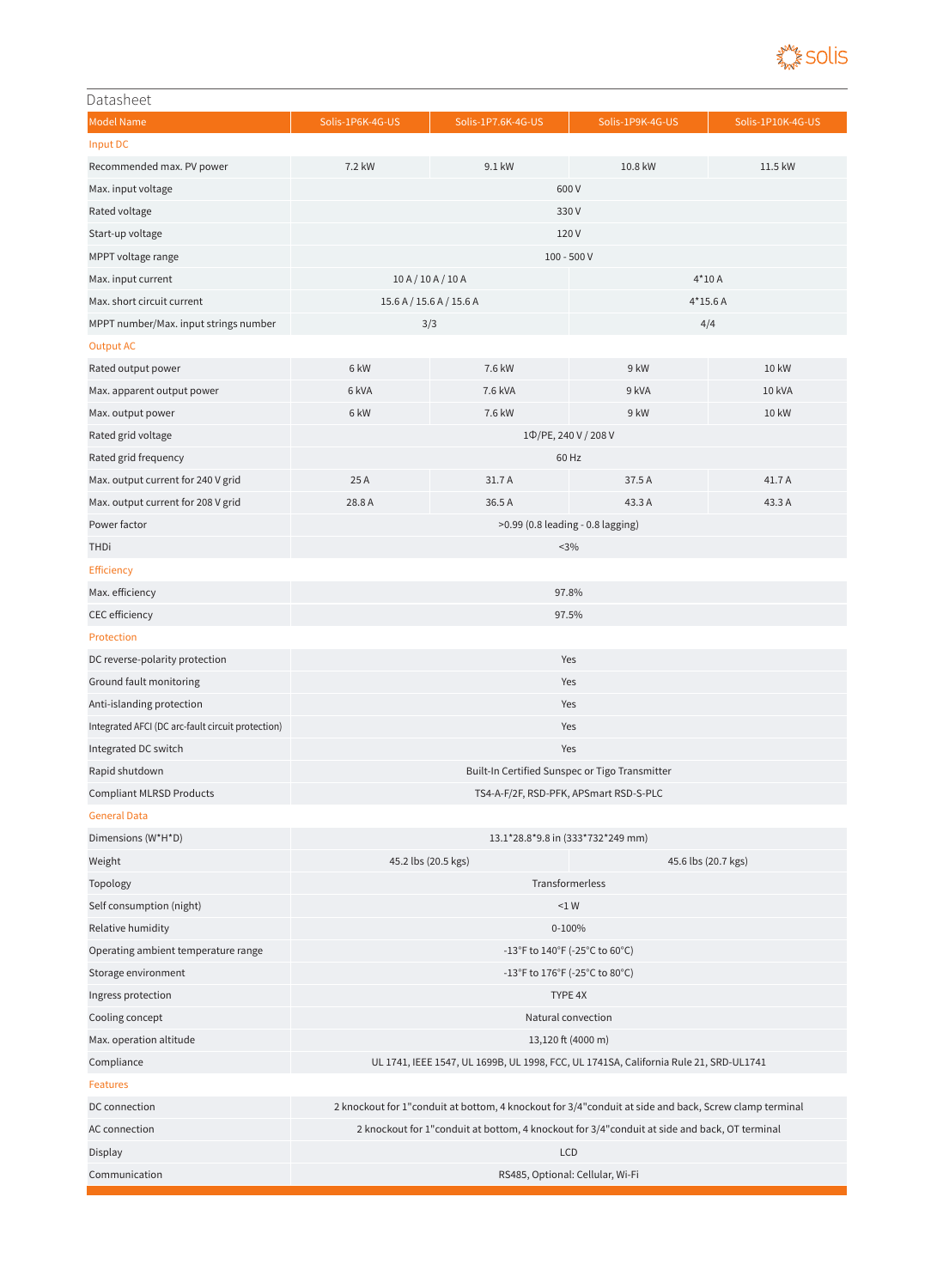## Datasheet

| Model Name | Solis-1P6K-4G-US | Solis-1P7.6K-4G-US | Solis-1P9K-4G-US | Solis-1P10K-4G-US |
|---|---|---|---|---|
| **Input DC** | | | | |
| Recommended max. PV power | 7.2 kW | 9.1 kW | 10.8 kW | 11.5 kW |
| Max. input voltage | 600 V | | | |
| Rated voltage | 330 V | | | |
| Start-up voltage | 120 V | | | |
| MPPT voltage range | 100 - 500 V | | | |
| Max. input current | 10 A / 10 A / 10 A | | 4*10 A | |
| Max. short circuit current | 15.6 A / 15.6 A / 15.6 A | | 4*15.6 A | |
| MPPT number/Max. input strings number | 3/3 | | 4/4 | |
| **Output AC** | | | | |
| Rated output power | 6 kW | 7.6 kW | 9 kW | 10 kW |
| Max. apparent output power | 6 kVA | 7.6 kVA | 9 kVA | 10 kVA |
| Max. output power | 6 kW | 7.6 kW | 9 kW | 10 kW |
| Rated grid voltage | 1Φ/PE, 240 V / 208 V | | | |
| Rated grid frequency | 60 Hz | | | |
| Max. output current for 240 V grid | 25 A | 31.7 A | 37.5 A | 41.7 A |
| Max. output current for 208 V grid | 28.8 A | 36.5 A | 43.3 A | 43.3 A |
| Power factor | >0.99 (0.8 leading - 0.8 lagging) | | | |
| THDi | <3% | | | |
| **Efficiency** | | | | |
| Max. efficiency | 97.8% | | | |
| CEC efficiency | 97.5% | | | |
| **Protection** | | | | |
| DC reverse-polarity protection | Yes | | | |
| Ground fault monitoring | Yes | | | |
| Anti-islanding protection | Yes | | | |
| Integrated AFCI (DC arc-fault circuit protection) | Yes | | | |
| Integrated DC switch | Yes | | | |
| Rapid shutdown | Built-In Certified Sunspec or Tigo Transmitter | | | |
| Compliant MLRSD Products | TS4-A-F/2F, RSD-PFK, APSmart RSD-S-PLC | | | |
| **General Data** | | | | |
| Dimensions (W*H*D) | 13.1*28.8*9.8 in (333*732*249 mm) | | | |
| Weight | 45.2 lbs (20.5 kgs) | | 45.6 lbs (20.7 kgs) | |
| Topology | Transformerless | | | |
| Self consumption (night) | <1 W | | | |
| Relative humidity | 0-100% | | | |
| Operating ambient temperature range | -13°F to 140°F (-25°C to 60°C) | | | |
| Storage environment | -13°F to 176°F (-25°C to 80°C) | | | |
| Ingress protection | TYPE 4X | | | |
| Cooling concept | Natural convection | | | |
| Max. operation altitude | 13,120 ft (4000 m) | | | |
| Compliance | UL 1741, IEEE 1547, UL 1699B, UL 1998, FCC, UL 1741SA, California Rule 21, SRD-UL1741 | | | |
| **Features** | | | | |
| DC connection | 2 knockout for 1"conduit at bottom, 4 knockout for 3/4"conduit at side and back, Screw clamp terminal | | | |
| AC connection | 2 knockout for 1"conduit at bottom, 4 knockout for 3/4"conduit at side and back, OT terminal | | | |
| Display | LCD | | | |
| Communication | RS485, Optional: Cellular, Wi-Fi | | | |